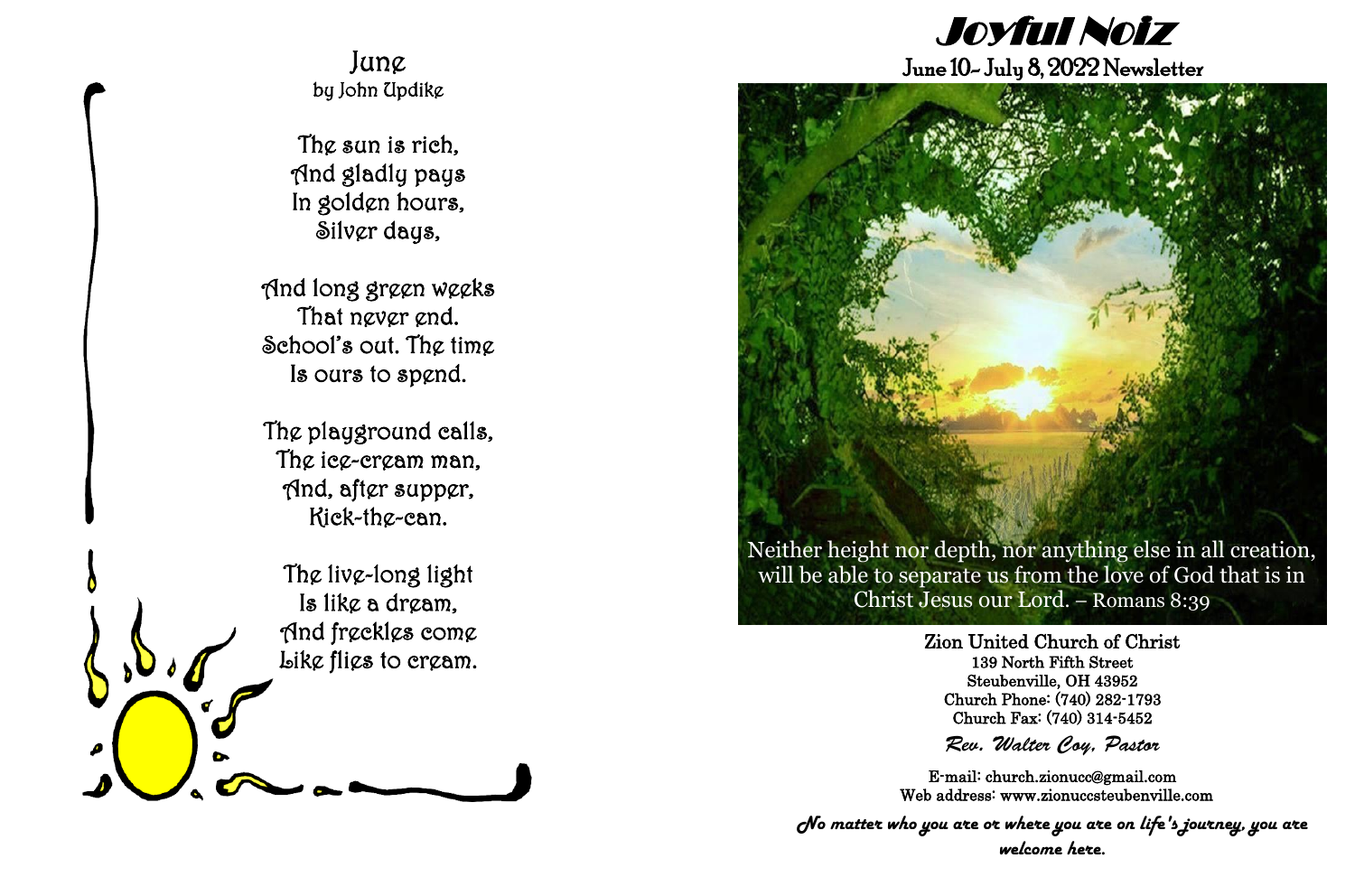## June

by John Updike

The sun is rich,
And gladly pays
In golden hours,
Silver days,

And long green weeks
That never end.
School's out. The time
Is ours to spend.

The playground calls,
The ice-cream man,
And, after supper,
Kick-the-can.

The live-long light
Is like a dream,
And freckles come
Like flies to cream.

# Joyful Noiz

June 10– July 8, 2022 Newsletter

Neither height nor depth, nor anything else in all creation, will be able to separate us from the love of God that is in Christ Jesus our Lord. – Romans 8:39

**Zion United Church of Christ**
139 North Fifth Street
Steubenville, OH 43952
Church Phone: (740) 282-1793
Church Fax: (740) 314-5452

*Rev. Walter Coy, Pastor*

E-mail: church.zionucc@gmail.com
Web address: www.zionuccsteubenville.com

***No matter who you are or where you are on life's journey, you are welcome here.***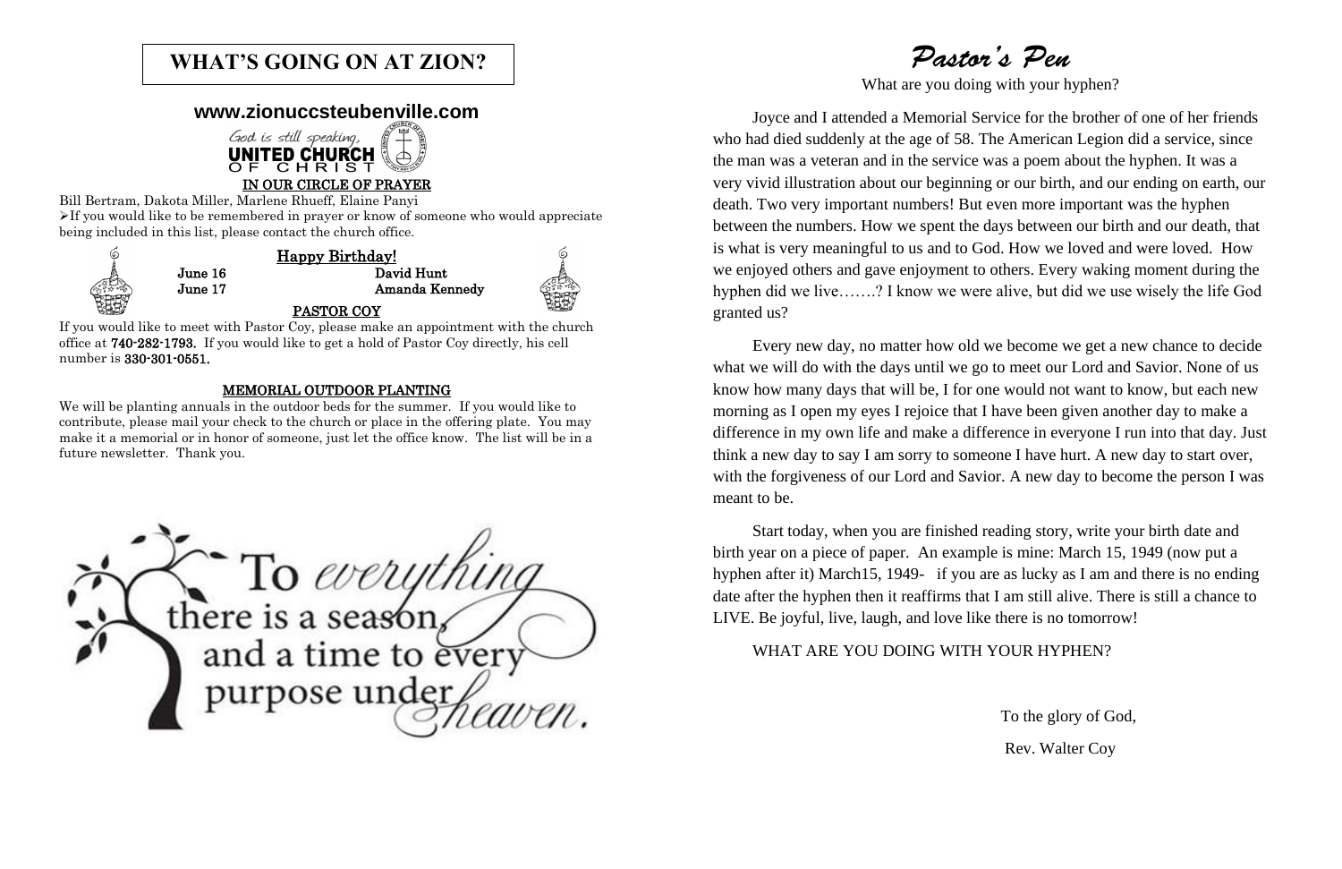# WHAT'S GOING ON AT ZION?

**www.zionuccsteubenville.com**

God is still speaking, UNITED CHURCH OF CHRIST

## IN OUR CIRCLE OF PRAYER

Bill Bertram, Dakota Miller, Marlene Rhueff, Elaine Panyi

- If you would like to be remembered in prayer or know of someone who would appreciate being included in this list, please contact the church office.

## Happy Birthday!

| | |
|---|---|
| June 16 | David Hunt |
| June 17 | Amanda Kennedy |

## PASTOR COY

If you would like to meet with Pastor Coy, please make an appointment with the church office at **740-282-1793.** If you would like to get a hold of Pastor Coy directly, his cell number is **330-301-0551.**

## MEMORIAL OUTDOOR PLANTING

We will be planting annuals in the outdoor beds for the summer. If you would like to contribute, please mail your check to the church or place in the offering plate. You may make it a memorial or in honor of someone, just let the office know. The list will be in a future newsletter. Thank you.

To everything there is a season, and a time to every purpose under heaven.

# *Pastor's Pen*

What are you doing with your hyphen?

Joyce and I attended a Memorial Service for the brother of one of her friends who had died suddenly at the age of 58. The American Legion did a service, since the man was a veteran and in the service was a poem about the hyphen. It was a very vivid illustration about our beginning or our birth, and our ending on earth, our death. Two very important numbers! But even more important was the hyphen between the numbers. How we spent the days between our birth and our death, that is what is very meaningful to us and to God. How we loved and were loved. How we enjoyed others and gave enjoyment to others. Every waking moment during the hyphen did we live…….? I know we were alive, but did we use wisely the life God granted us?

Every new day, no matter how old we become we get a new chance to decide what we will do with the days until we go to meet our Lord and Savior. None of us know how many days that will be, I for one would not want to know, but each new morning as I open my eyes I rejoice that I have been given another day to make a difference in my own life and make a difference in everyone I run into that day. Just think a new day to say I am sorry to someone I have hurt. A new day to start over, with the forgiveness of our Lord and Savior. A new day to become the person I was meant to be.

Start today, when you are finished reading story, write your birth date and birth year on a piece of paper. An example is mine: March 15, 1949 (now put a hyphen after it) March15, 1949- if you are as lucky as I am and there is no ending date after the hyphen then it reaffirms that I am still alive. There is still a chance to LIVE. Be joyful, live, laugh, and love like there is no tomorrow!

WHAT ARE YOU DOING WITH YOUR HYPHEN?

To the glory of God,

Rev. Walter Coy